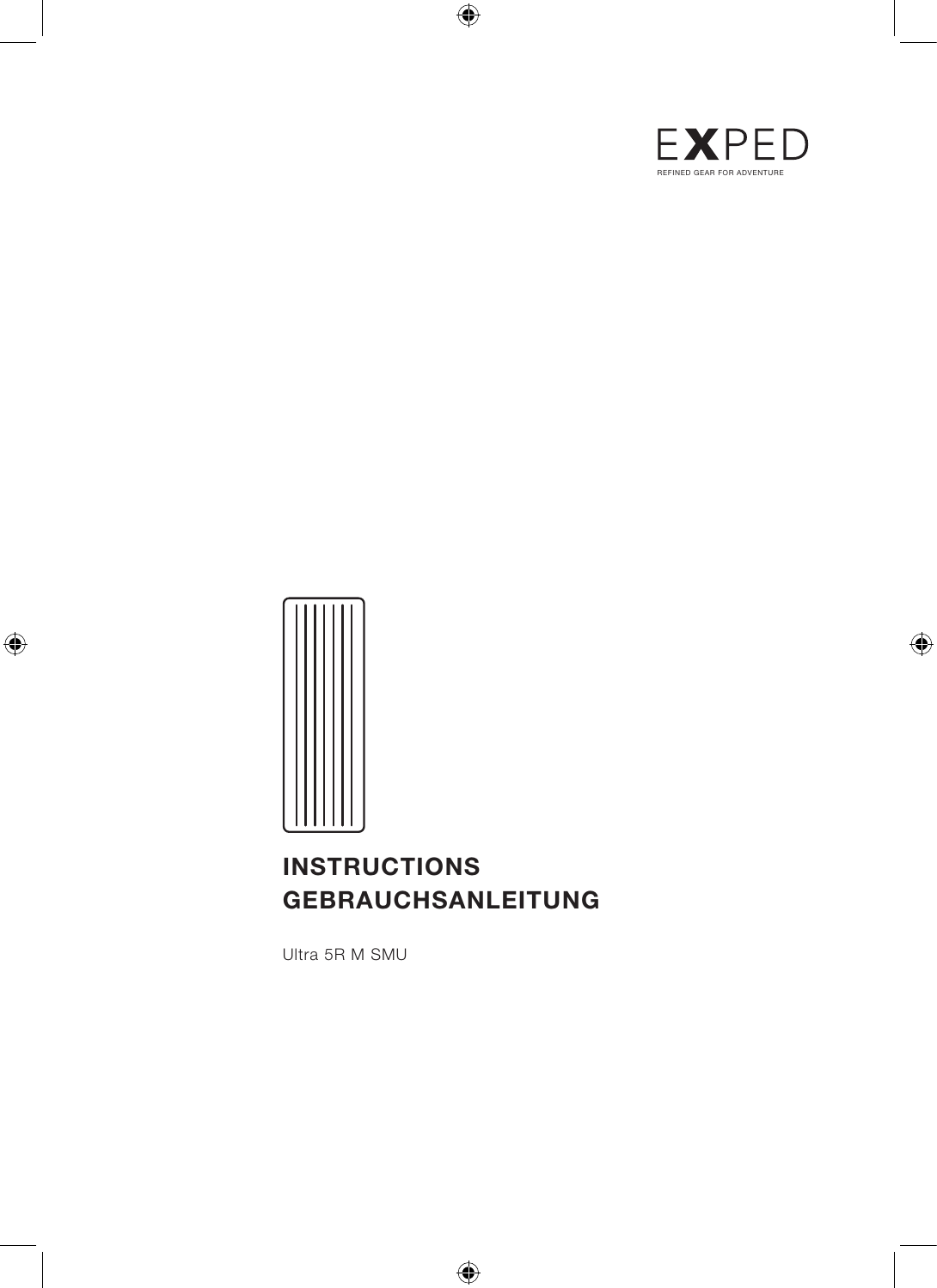EXPED

REFINED GEAR FOR ADVENTURE

# INSTRUCTIONS
# GEBRAUCHSANLEITUNG

Ultra 5R M SMU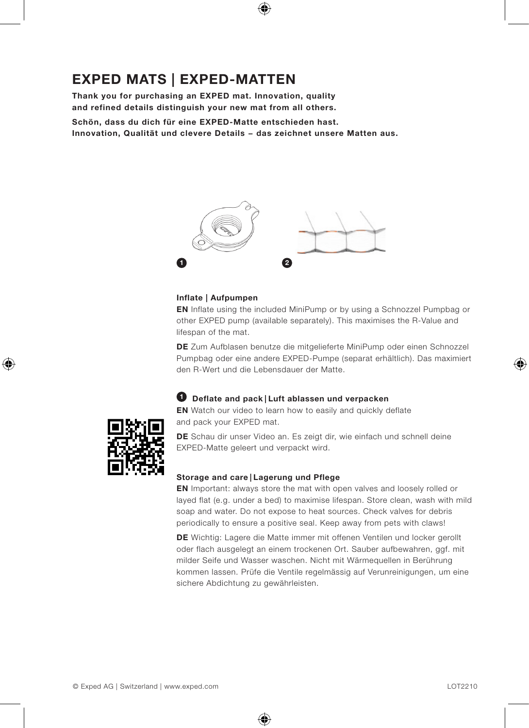# EXPED MATS | EXPED-MATTEN

**Thank you for purchasing an EXPED mat. Innovation, quality and refined details distinguish your new mat from all others.**

**Schön, dass du dich für eine EXPED-Matte entschieden hast. Innovation, Qualität und clevere Details – das zeichnet unsere Matten aus.**

1 2

### Inflate | Aufpumpen

**EN** Inflate using the included MiniPump or by using a Schnozzel Pumpbag or other EXPED pump (available separately). This maximises the R-Value and lifespan of the mat.

**DE** Zum Aufblasen benutze die mitgelieferte MiniPump oder einen Schnozzel Pumpbag oder eine andere EXPED-Pumpe (separat erhältlich). Das maximiert den R-Wert und die Lebensdauer der Matte.

### 1 Deflate and pack | Luft ablassen und verpacken

**EN** Watch our video to learn how to easily and quickly deflate and pack your EXPED mat.

**DE** Schau dir unser Video an. Es zeigt dir, wie einfach und schnell deine EXPED-Matte geleert und verpackt wird.

### Storage and care | Lagerung und Pflege

**EN** Important: always store the mat with open valves and loosely rolled or layed flat (e.g. under a bed) to maximise lifespan. Store clean, wash with mild soap and water. Do not expose to heat sources. Check valves for debris periodically to ensure a positive seal. Keep away from pets with claws!

**DE** Wichtig: Lagere die Matte immer mit offenen Ventilen und locker gerollt oder flach ausgelegt an einem trockenen Ort. Sauber aufbewahren, ggf. mit milder Seife und Wasser waschen. Nicht mit Wärmequellen in Berührung kommen lassen. Prüfe die Ventile regelmässig auf Verunreinigungen, um eine sichere Abdichtung zu gewährleisten.

© Exped AG | Switzerland | www.exped.com

LOT2210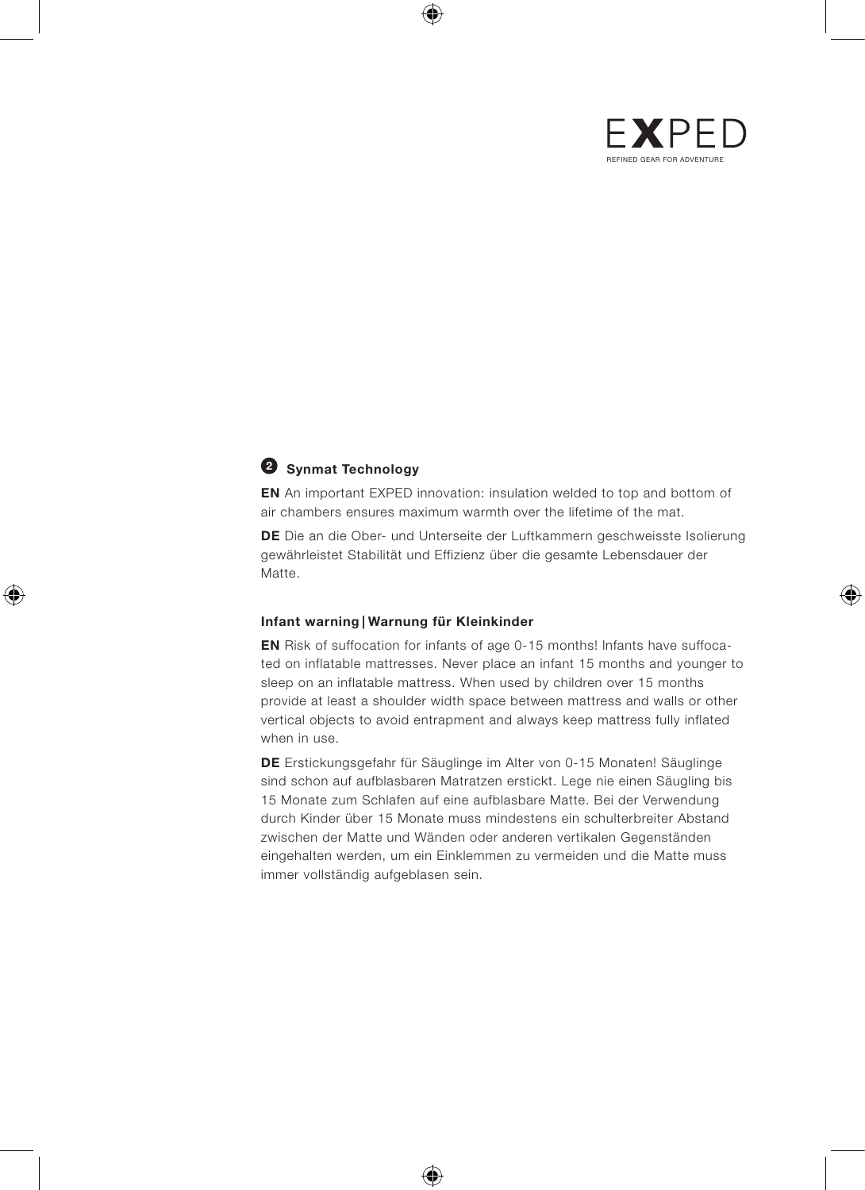EXPED

REFINED GEAR FOR ADVENTURE

### 2 Synmat Technology

**EN** An important EXPED innovation: insulation welded to top and bottom of air chambers ensures maximum warmth over the lifetime of the mat.

**DE** Die an die Ober- und Unterseite der Luftkammern geschweisste Isolierung gewährleistet Stabilität und Effizienz über die gesamte Lebensdauer der Matte.

### Infant warning | Warnung für Kleinkinder

**EN** Risk of suffocation for infants of age 0-15 months! Infants have suffocated on inflatable mattresses. Never place an infant 15 months and younger to sleep on an inflatable mattress. When used by children over 15 months provide at least a shoulder width space between mattress and walls or other vertical objects to avoid entrapment and always keep mattress fully inflated when in use.

**DE** Erstickungsgefahr für Säuglinge im Alter von 0-15 Monaten! Säuglinge sind schon auf aufblasbaren Matratzen erstickt. Lege nie einen Säugling bis 15 Monate zum Schlafen auf eine aufblasbare Matte. Bei der Verwendung durch Kinder über 15 Monate muss mindestens ein schulterbreiter Abstand zwischen der Matte und Wänden oder anderen vertikalen Gegenständen eingehalten werden, um ein Einklemmen zu vermeiden und die Matte muss immer vollständig aufgeblasen sein.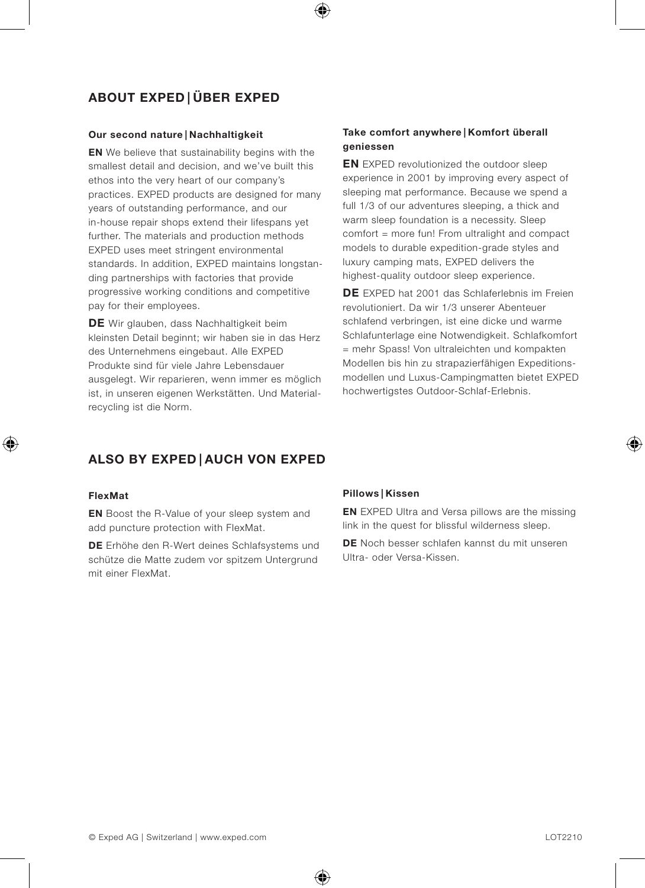## ABOUT EXPED | ÜBER EXPED

### Our second nature | Nachhaltigkeit

**EN** We believe that sustainability begins with the smallest detail and decision, and we've built this ethos into the very heart of our company's practices. EXPED products are designed for many years of outstanding performance, and our in-house repair shops extend their lifespans yet further. The materials and production methods EXPED uses meet stringent environmental standards. In addition, EXPED maintains longstanding partnerships with factories that provide progressive working conditions and competitive pay for their employees.

**DE** Wir glauben, dass Nachhaltigkeit beim kleinsten Detail beginnt; wir haben sie in das Herz des Unternehmens eingebaut. Alle EXPED Produkte sind für viele Jahre Lebensdauer ausgelegt. Wir reparieren, wenn immer es möglich ist, in unseren eigenen Werkstätten. Und Materialrecycling ist die Norm.

### Take comfort anywhere | Komfort überall geniessen

**EN** EXPED revolutionized the outdoor sleep experience in 2001 by improving every aspect of sleeping mat performance. Because we spend a full 1/3 of our adventures sleeping, a thick and warm sleep foundation is a necessity. Sleep comfort = more fun! From ultralight and compact models to durable expedition-grade styles and luxury camping mats, EXPED delivers the highest-quality outdoor sleep experience.

**DE** EXPED hat 2001 das Schlaferlebnis im Freien revolutioniert. Da wir 1/3 unserer Abenteuer schlafend verbringen, ist eine dicke und warme Schlafunterlage eine Notwendigkeit. Schlafkomfort = mehr Spass! Von ultraleichten und kompakten Modellen bis hin zu strapazierfähigen Expeditionsmodellen und Luxus-Campingmatten bietet EXPED hochwertigstes Outdoor-Schlaf-Erlebnis.

## ALSO BY EXPED | AUCH VON EXPED

### FlexMat

**EN** Boost the R-Value of your sleep system and add puncture protection with FlexMat.

**DE** Erhöhe den R-Wert deines Schlafsystems und schütze die Matte zudem vor spitzem Untergrund mit einer FlexMat.

### Pillows | Kissen

**EN** EXPED Ultra and Versa pillows are the missing link in the quest for blissful wilderness sleep.

**DE** Noch besser schlafen kannst du mit unseren Ultra- oder Versa-Kissen.

© Exped AG | Switzerland | www.exped.com

LOT2210